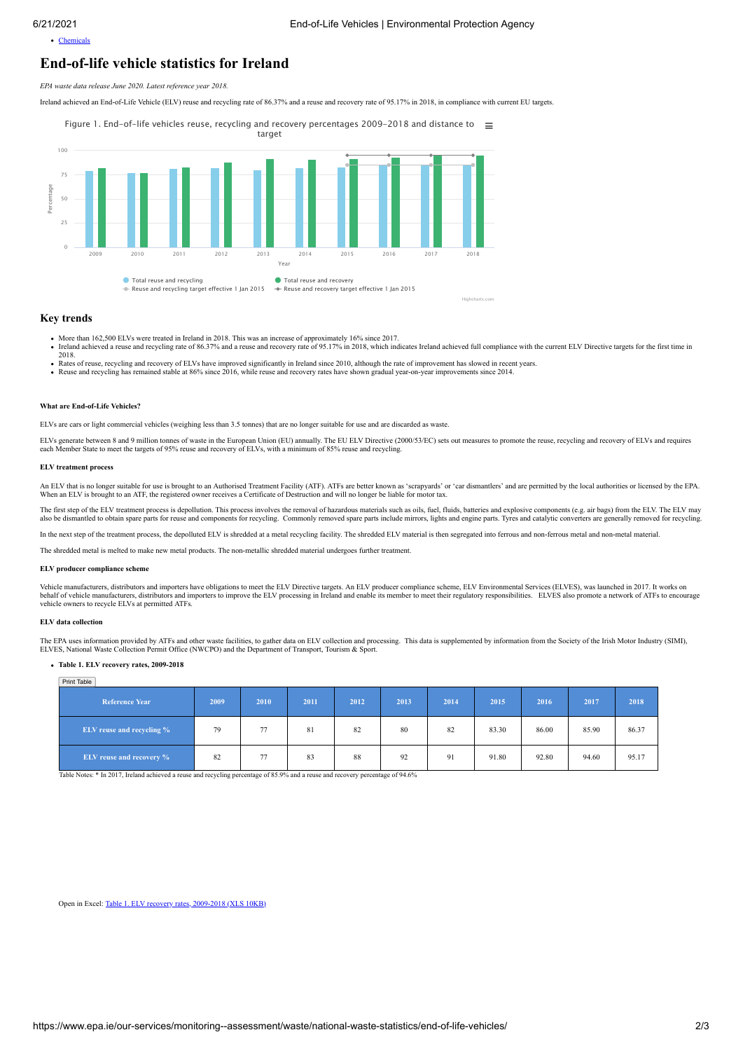- Chemicals

# End-of-life vehicle statistics for Ireland

*EPA waste data release June 2020. Latest reference year 2018.*

Ireland achieved an End-of-Life Vehicle (ELV) reuse and recycling rate of 86.37% and a reuse and recovery rate of 95.17% in 2018, in compliance with current EU targets.

Figure 1. End-of-life vehicles reuse, recycling and recovery percentages 2009-2018 and distance to target

## Key trends

- More than 162,500 ELVs were treated in Ireland in 2018. This was an increase of approximately 16% since 2017.
- Ireland achieved a reuse and recycling rate of 86.37% and a reuse and recovery rate of 95.17% in 2018, which indicates Ireland achieved full compliance with the current ELV Directive targets for the first time in 2018.
- Rates of reuse, recycling and recovery of ELVs have improved significantly in Ireland since 2010, although the rate of improvement has slowed in recent years.
- Reuse and recycling has remained stable at 86% since 2016, while reuse and recovery rates have shown gradual year-on-year improvements since 2014.

#### What are End-of-Life Vehicles?

ELVs are cars or light commercial vehicles (weighing less than 3.5 tonnes) that are no longer suitable for use and are discarded as waste.

ELVs generate between 8 and 9 million tonnes of waste in the European Union (EU) annually. The EU ELV Directive (2000/53/EC) sets out measures to promote the reuse, recycling and recovery of ELVs and requires each Member State to meet the targets of 95% reuse and recovery of ELVs, with a minimum of 85% reuse and recycling.

#### ELV treatment process

An ELV that is no longer suitable for use is brought to an Authorised Treatment Facility (ATF). ATFs are better known as 'scrapyards' or 'car dismantlers' and are permitted by the local authorities or licensed by the EPA. When an ELV is brought to an ATF, the registered owner receives a Certificate of Destruction and will no longer be liable for motor tax.

The first step of the ELV treatment process is depollution. This process involves the removal of hazardous materials such as oils, fuel, fluids, batteries and explosive components (e.g. air bags) from the ELV. The ELV may also be dismantled to obtain spare parts for reuse and components for recycling. Commonly removed spare parts include mirrors, lights and engine parts. Tyres and catalytic converters are generally removed for recycling.

In the next step of the treatment process, the depolluted ELV is shredded at a metal recycling facility. The shredded ELV material is then segregated into ferrous and non-ferrous metal and non-metal material.

The shredded metal is melted to make new metal products. The non-metallic shredded material undergoes further treatment.

#### ELV producer compliance scheme

Vehicle manufacturers, distributors and importers have obligations to meet the ELV Directive targets. An ELV producer compliance scheme, ELV Environmental Services (ELVES), was launched in 2017. It works on behalf of vehicle manufacturers, distributors and importers to improve the ELV processing in Ireland and enable its member to meet their regulatory responsibilities. ELVES also promote a network of ATFs to encourage vehicle owners to recycle ELVs at permitted ATFs.

#### ELV data collection

The EPA uses information provided by ATFs and other waste facilities, to gather data on ELV collection and processing. This data is supplemented by information from the Society of the Irish Motor Industry (SIMI), ELVES, National Waste Collection Permit Office (NWCPO) and the Department of Transport, Tourism & Sport.

- **Table 1. ELV recovery rates, 2009-2018**

Print Table

| Reference Year | 2009 | 2010 | 2011 | 2012 | 2013 | 2014 | 2015 | 2016 | 2017 | 2018 |
|---|---|---|---|---|---|---|---|---|---|---|
| ELV reuse and recycling % | 79 | 77 | 81 | 82 | 80 | 82 | 83.30 | 86.00 | 85.90 | 86.37 |
| ELV reuse and recovery % | 82 | 77 | 83 | 88 | 92 | 91 | 91.80 | 92.80 | 94.60 | 95.17 |

Table Notes: * In 2017, Ireland achieved a reuse and recycling percentage of 85.9% and a reuse and recovery percentage of 94.6%

Open in Excel: Table 1. ELV recovery rates, 2009-2018 (XLS 10KB)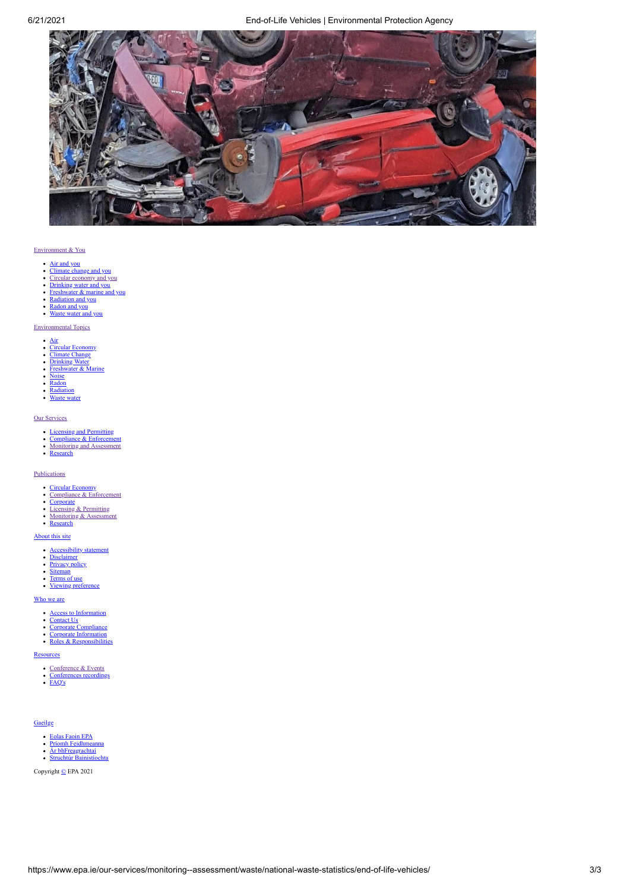Environment & You

- Air and you
- Climate change and you
- Circular economy and you
- Drinking water and you
- Freshwater & marine and you
- Radiation and you
- Radon and you
- Waste water and you

Environmental Topics

- Air
- Circular Economy
- Climate Change
- Drinking Water
- Freshwater & Marine
- Noise
- Radon
- Radiation
- Waste water

Our Services

- Licensing and Permitting
- Compliance & Enforcement
- Monitoring and Assessment
- Research

Publications

- Circular Economy
- Compliance & Enforcement
- Corporate
- Licensing & Permitting
- Monitoring & Assessment
- Research

About this site

- Accessibility statement
- Disclaimer
- Privacy policy
- Sitemap
- Terms of use
- Viewing preference

Who we are

- Access to Information
- Contact Us
- Corporate Compliance
- Corporate Information
- Roles & Responsibilities

Resources

- Conference & Events
- Conferences recordings
- FAQ's

Gaeilge

- Eolas Faoin EPA
- Príomh Feidhmeanna
- Ár bhFreagrachtaí
- Struchtúr Bainistíochta

Copyright © EPA 2021